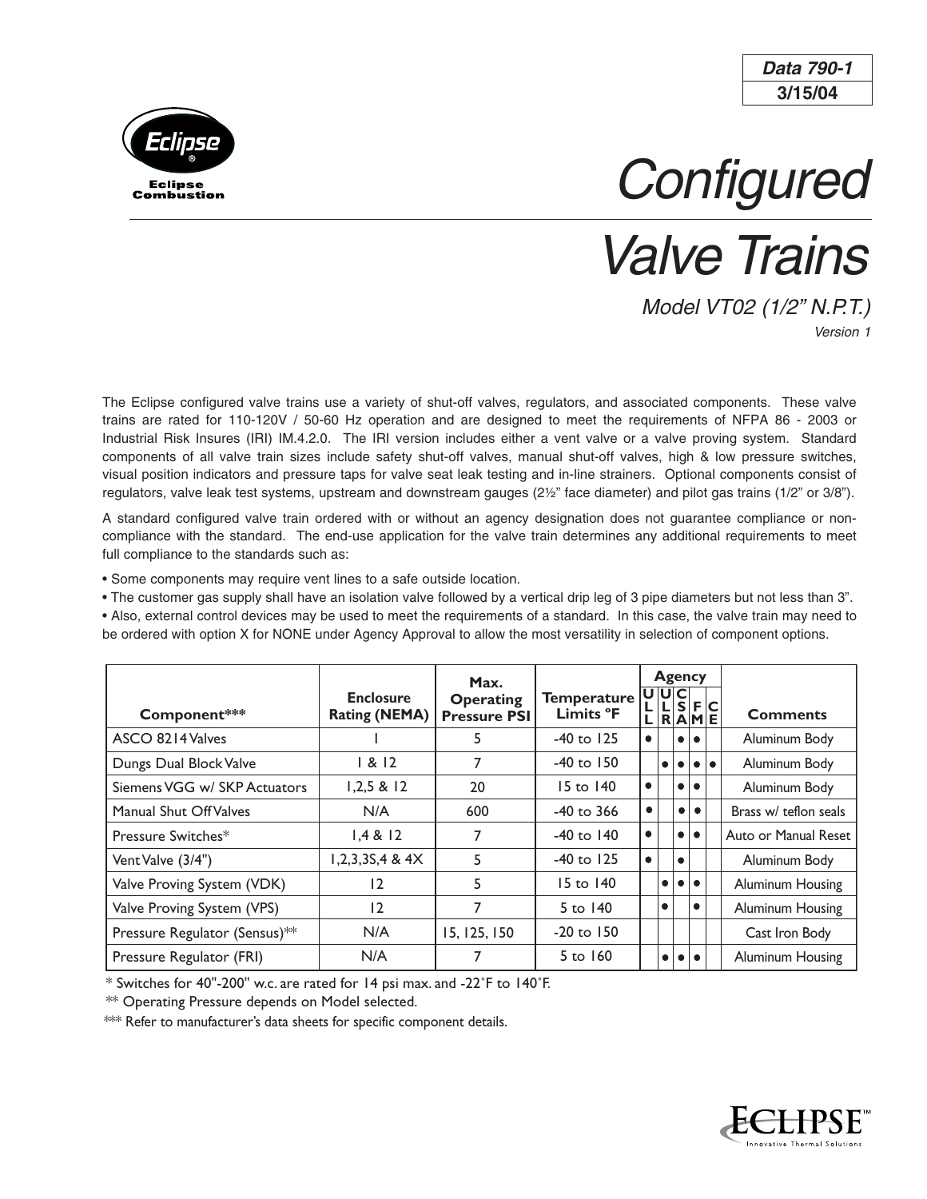**Data 790-1**
**3/15/04**

# Configured Valve Trains

*Model VT02 (1/2" N.P.T.)*

*Version 1*

The Eclipse configured valve trains use a variety of shut-off valves, regulators, and associated components. These valve trains are rated for 110-120V / 50-60 Hz operation and are designed to meet the requirements of NFPA 86 - 2003 or Industrial Risk Insures (IRI) IM.4.2.0. The IRI version includes either a vent valve or a valve proving system. Standard components of all valve train sizes include safety shut-off valves, manual shut-off valves, high & low pressure switches, visual position indicators and pressure taps for valve seat leak testing and in-line strainers. Optional components consist of regulators, valve leak test systems, upstream and downstream gauges (2½" face diameter) and pilot gas trains (1/2" or 3/8").

A standard configured valve train ordered with or without an agency designation does not guarantee compliance or non-compliance with the standard. The end-use application for the valve train determines any additional requirements to meet full compliance to the standards such as:

- Some components may require vent lines to a safe outside location.
- The customer gas supply shall have an isolation valve followed by a vertical drip leg of 3 pipe diameters but not less than 3".
- Also, external control devices may be used to meet the requirements of a standard. In this case, the valve train may need to be ordered with option X for NONE under Agency Approval to allow the most versatility in selection of component options.

| Component*** | Enclosure Rating (NEMA) | Max. Operating Pressure PSI | Temperature Limits °F | Agency | | | | | Comments |
|---|---|---|---|---|---|---|---|---|---|
| | | | | UL | ULR | CSA | FM | CE | |
| ASCO 8214 Valves | 1 | 5 | -40 to 125 | ● | | ● | ● | | Aluminum Body |
| Dungs Dual Block Valve | 1 & 12 | 7 | -40 to 150 | | ● | ● | ● | ● | Aluminum Body |
| Siemens VGG w/ SKP Actuators | 1,2,5 & 12 | 20 | 15 to 140 | ● | | ● | ● | | Aluminum Body |
| Manual Shut Off Valves | N/A | 600 | -40 to 366 | ● | | ● | ● | | Brass w/ teflon seals |
| Pressure Switches* | 1,4 & 12 | 7 | -40 to 140 | ● | | ● | ● | | Auto or Manual Reset |
| Vent Valve (3/4") | 1,2,3,3S,4 & 4X | 5 | -40 to 125 | ● | | ● | | | Aluminum Body |
| Valve Proving System (VDK) | 12 | 5 | 15 to 140 | | ● | ● | ● | | Aluminum Housing |
| Valve Proving System (VPS) | 12 | 7 | 5 to 140 | | ● | | ● | | Aluminum Housing |
| Pressure Regulator (Sensus)** | N/A | 15, 125, 150 | -20 to 150 | | | | | | Cast Iron Body |
| Pressure Regulator (FRI) | N/A | 7 | 5 to 160 | | ● | ● | ● | | Aluminum Housing |

\* Switches for 40"-200" w.c. are rated for 14 psi max. and -22˚F to 140˚F.

** Operating Pressure depends on Model selected.

*** Refer to manufacturer's data sheets for specific component details.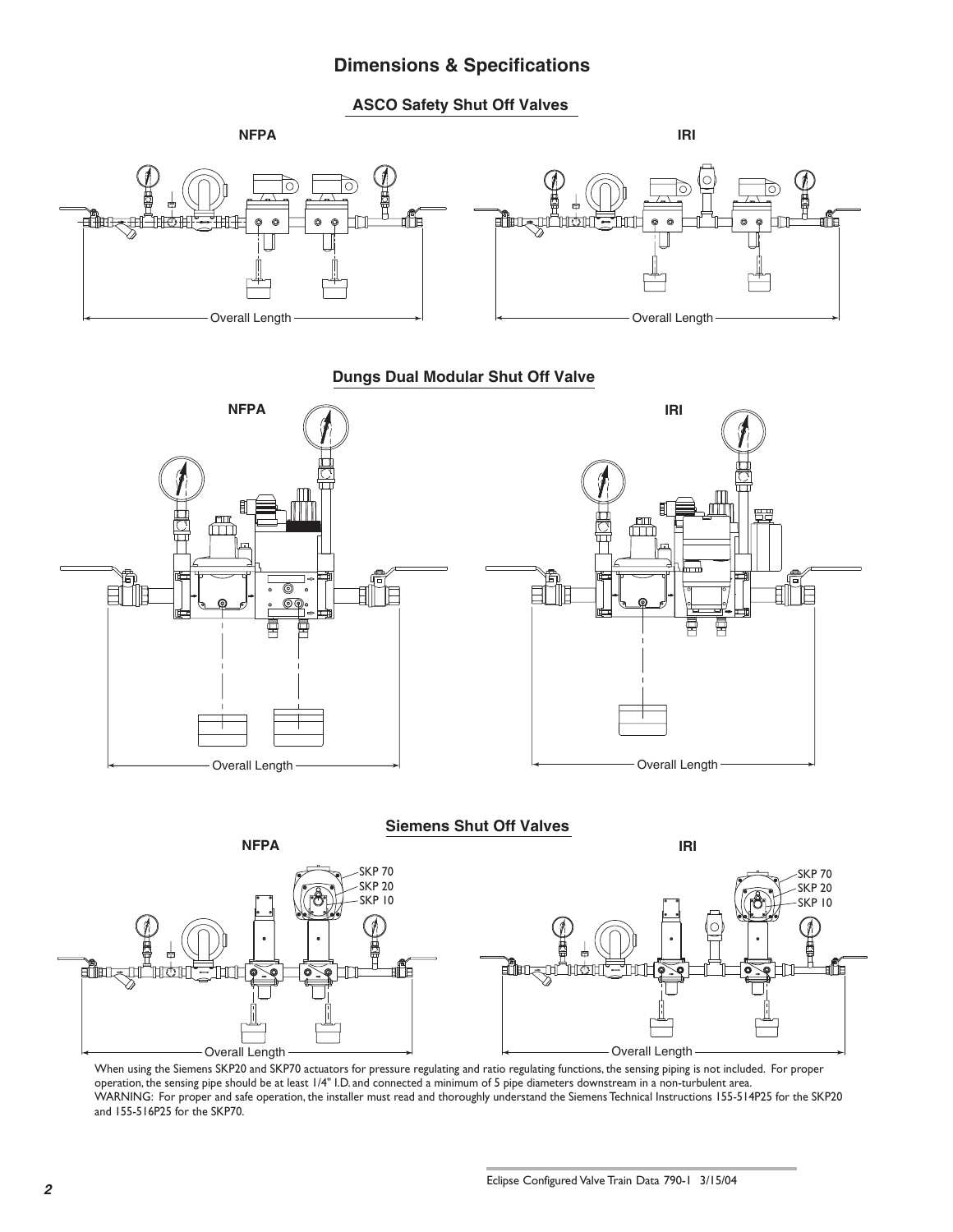# Dimensions & Specifications

## ASCO Safety Shut Off Valves

**NFPA**

Overall Length

**IRI**

Overall Length

## Dungs Dual Modular Shut Off Valve

**NFPA**

Overall Length

**IRI**

Overall Length

## Siemens Shut Off Valves

**NFPA**

SKP 70
SKP 20
SKP 10

Overall Length

**IRI**

SKP 70
SKP 20
SKP 10

Overall Length

When using the Siemens SKP20 and SKP70 actuators for pressure regulating and ratio regulating functions, the sensing piping is not included. For proper operation, the sensing pipe should be at least 1/4" I.D. and connected a minimum of 5 pipe diameters downstream in a non-turbulent area.
WARNING: For proper and safe operation, the installer must read and thoroughly understand the Siemens Technical Instructions 155-514P25 for the SKP20 and 155-516P25 for the SKP70.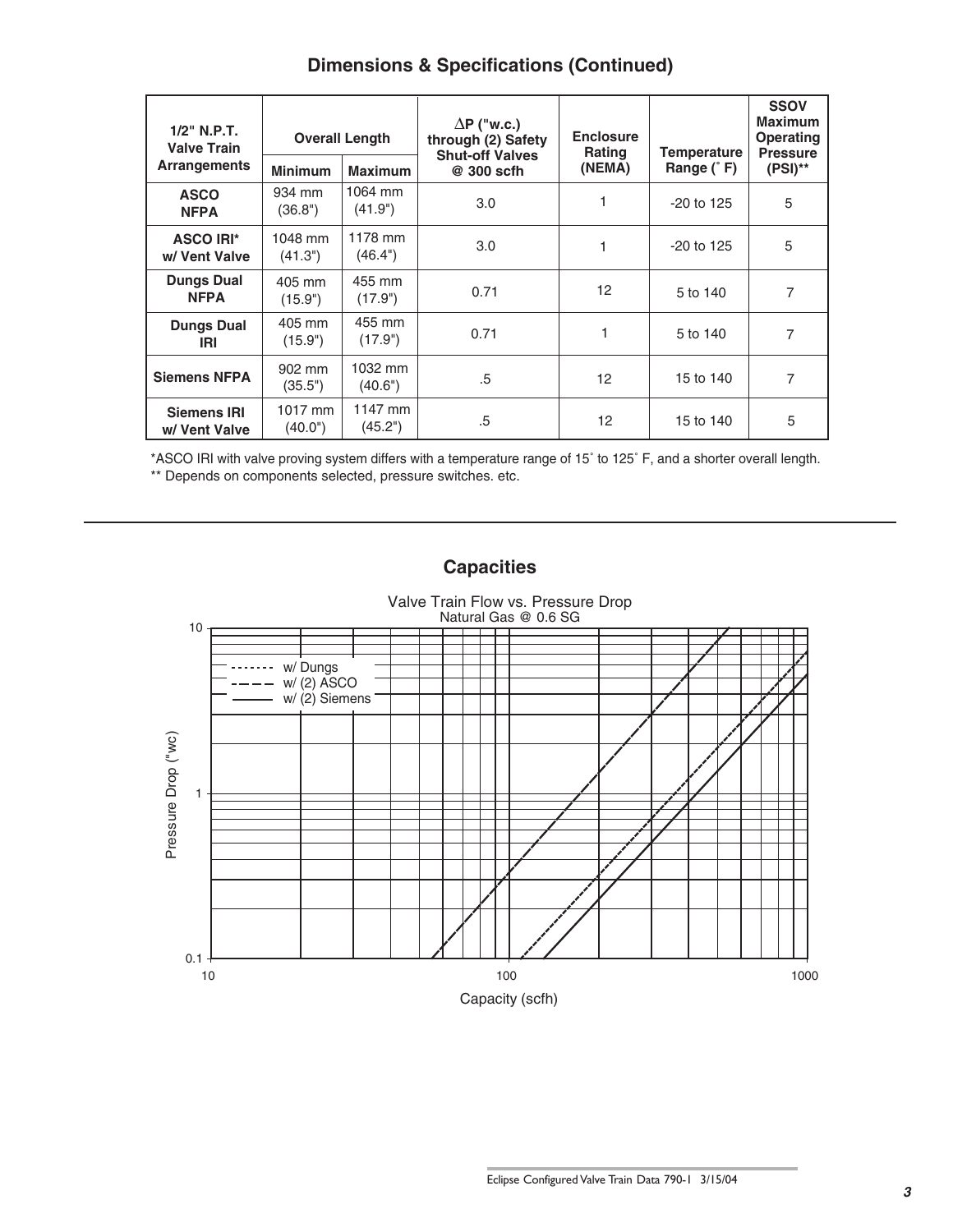## Dimensions & Specifications (Continued)

| 1/2" N.P.T. Valve Train Arrangements | Overall Length | | ΔP ("w.c.) through (2) Safety Shut-off Valves @ 300 scfh | Enclosure Rating (NEMA) | Temperature Range (˚ F) | SSOV Maximum Operating Pressure (PSI)** |
|---|---|---|---|---|---|---|
| | Minimum | Maximum | | | | |
| **ASCO NFPA** | 934 mm (36.8") | 1064 mm (41.9") | 3.0 | 1 | -20 to 125 | 5 |
| **ASCO IRI* w/ Vent Valve** | 1048 mm (41.3") | 1178 mm (46.4") | 3.0 | 1 | -20 to 125 | 5 |
| **Dungs Dual NFPA** | 405 mm (15.9") | 455 mm (17.9") | 0.71 | 12 | 5 to 140 | 7 |
| **Dungs Dual IRI** | 405 mm (15.9") | 455 mm (17.9") | 0.71 | 1 | 5 to 140 | 7 |
| **Siemens NFPA** | 902 mm (35.5") | 1032 mm (40.6") | .5 | 12 | 15 to 140 | 7 |
| **Siemens IRI w/ Vent Valve** | 1017 mm (40.0") | 1147 mm (45.2") | .5 | 12 | 15 to 140 | 5 |

*ASCO IRI with valve proving system differs with a temperature range of 15˚ to 125˚ F, and a shorter overall length.

** Depends on components selected, pressure switches. etc.

## Capacities

Valve Train Flow vs. Pressure Drop
Natural Gas @ 0.6 SG

Legend: w/ Dungs (dotted); w/ (2) ASCO (dashed); w/ (2) Siemens (solid)

Pressure Drop ("wc): 0.1, 1, 10

Capacity (scfh): 10, 100, 1000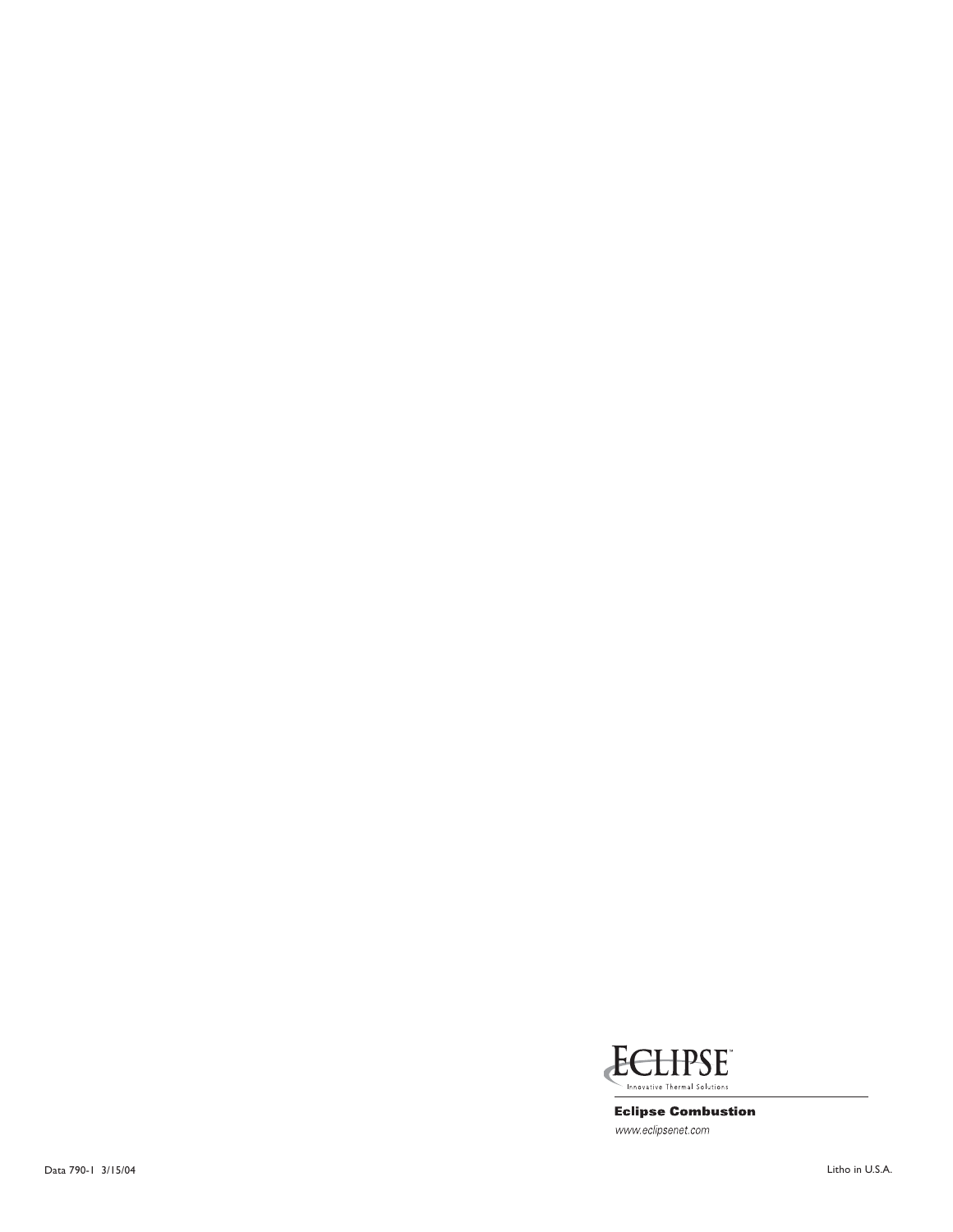ECLIPSE™

Innovative Thermal Solutions

**Eclipse Combustion**

*www.eclipsenet.com*

Data 790-1 3/15/04

Litho in U.S.A.